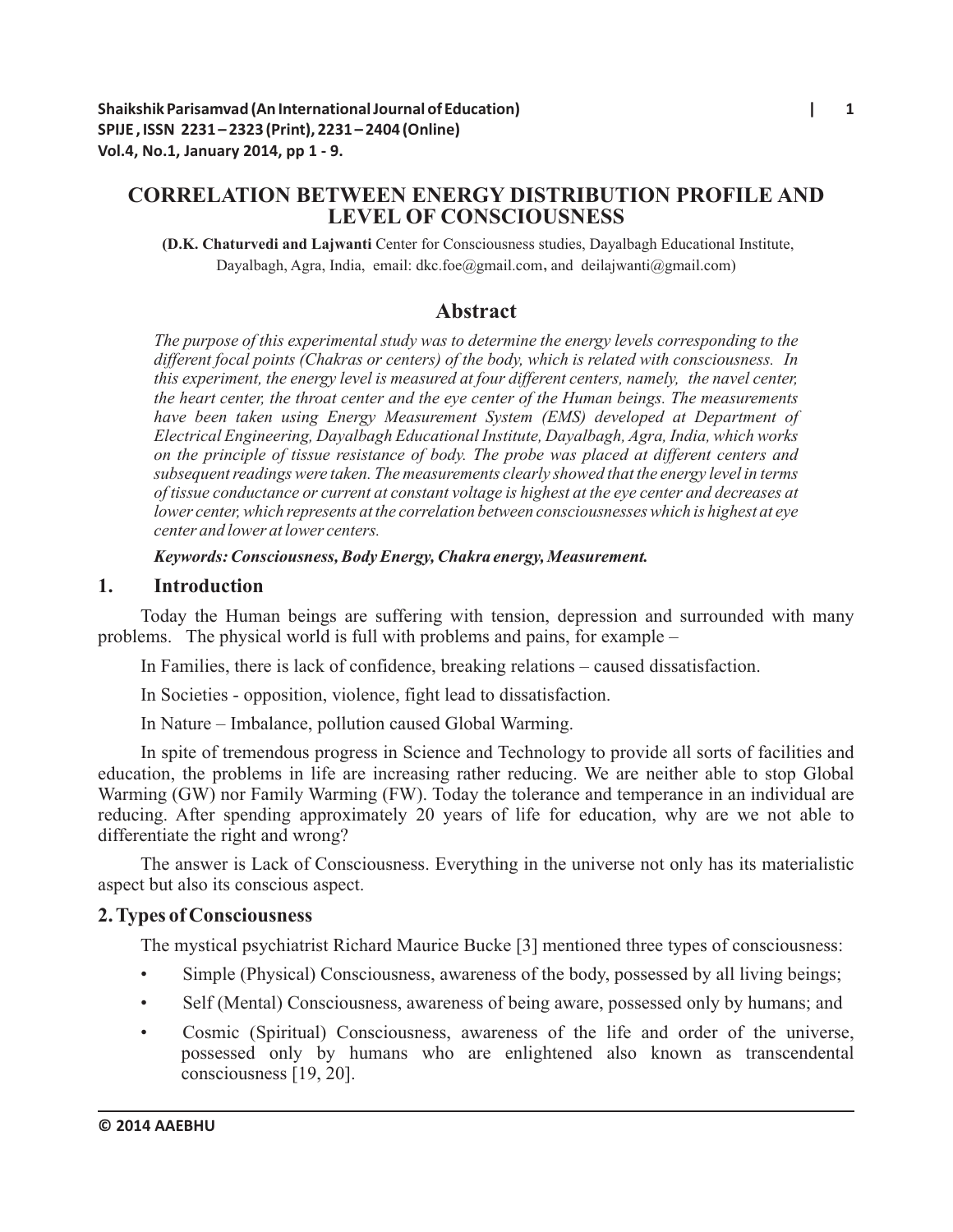# CORRELATION BETWEEN ENERGY DISTRIBUTION PROFILE AND LEVEL OF CONSCIOUSNESS

**(D.K. Chaturvedi and Lajwanti** Center for Consciousness studies, Dayalbagh Educational Institute, Dayalbagh, Agra, India, email: dkc.foe@gmail.com, and deilajwanti@gmail.com)

## Abstract

*The purpose of this experimental study was to determine the energy levels corresponding to the different focal points (Chakras or centers) of the body, which is related with consciousness. In this experiment, the energy level is measured at four different centers, namely, the navel center, the heart center, the throat center and the eye center of the Human beings. The measurements have been taken using Energy Measurement System (EMS) developed at Department of Electrical Engineering, Dayalbagh Educational Institute, Dayalbagh, Agra, India, which works on the principle of tissue resistance of body. The probe was placed at different centers and subsequent readings were taken. The measurements clearly showed that the energy level in terms of tissue conductance or current at constant voltage is highest at the eye center and decreases at lower center, which represents at the correlation between consciousnesses which is highest at eye center and lower at lower centers.*

***Keywords: Consciousness, Body Energy, Chakra energy, Measurement.***

## 1. Introduction

Today the Human beings are suffering with tension, depression and surrounded with many problems. The physical world is full with problems and pains, for example –

In Families, there is lack of confidence, breaking relations – caused dissatisfaction.

In Societies - opposition, violence, fight lead to dissatisfaction.

In Nature – Imbalance, pollution caused Global Warming.

In spite of tremendous progress in Science and Technology to provide all sorts of facilities and education, the problems in life are increasing rather reducing. We are neither able to stop Global Warming (GW) nor Family Warming (FW). Today the tolerance and temperance in an individual are reducing. After spending approximately 20 years of life for education, why are we not able to differentiate the right and wrong?

The answer is Lack of Consciousness. Everything in the universe not only has its materialistic aspect but also its conscious aspect.

## 2. Types of Consciousness

The mystical psychiatrist Richard Maurice Bucke [3] mentioned three types of consciousness:

- Simple (Physical) Consciousness, awareness of the body, possessed by all living beings;
- Self (Mental) Consciousness, awareness of being aware, possessed only by humans; and
- Cosmic (Spiritual) Consciousness, awareness of the life and order of the universe, possessed only by humans who are enlightened also known as transcendental consciousness [19, 20].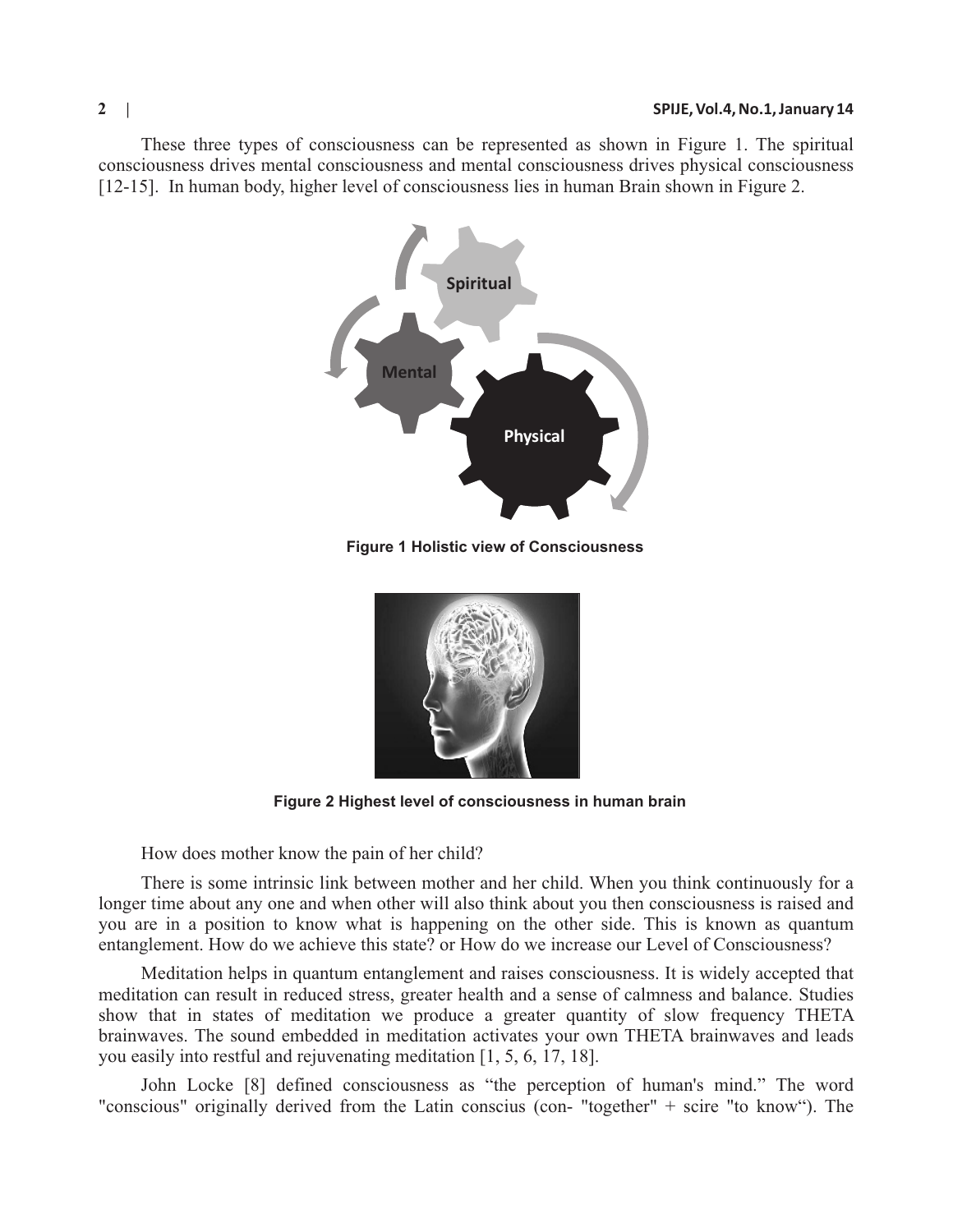These three types of consciousness can be represented as shown in Figure 1. The spiritual consciousness drives mental consciousness and mental consciousness drives physical consciousness [12-15]. In human body, higher level of consciousness lies in human Brain shown in Figure 2.

**Figure 1 Holistic view of Consciousness**

**Figure 2 Highest level of consciousness in human brain**

How does mother know the pain of her child?

There is some intrinsic link between mother and her child. When you think continuously for a longer time about any one and when other will also think about you then consciousness is raised and you are in a position to know what is happening on the other side. This is known as quantum entanglement. How do we achieve this state? or How do we increase our Level of Consciousness?

Meditation helps in quantum entanglement and raises consciousness. It is widely accepted that meditation can result in reduced stress, greater health and a sense of calmness and balance. Studies show that in states of meditation we produce a greater quantity of slow frequency THETA brainwaves. The sound embedded in meditation activates your own THETA brainwaves and leads you easily into restful and rejuvenating meditation [1, 5, 6, 17, 18].

John Locke [8] defined consciousness as "the perception of human's mind." The word "conscious" originally derived from the Latin conscius (con- "together" + scire "to know"). The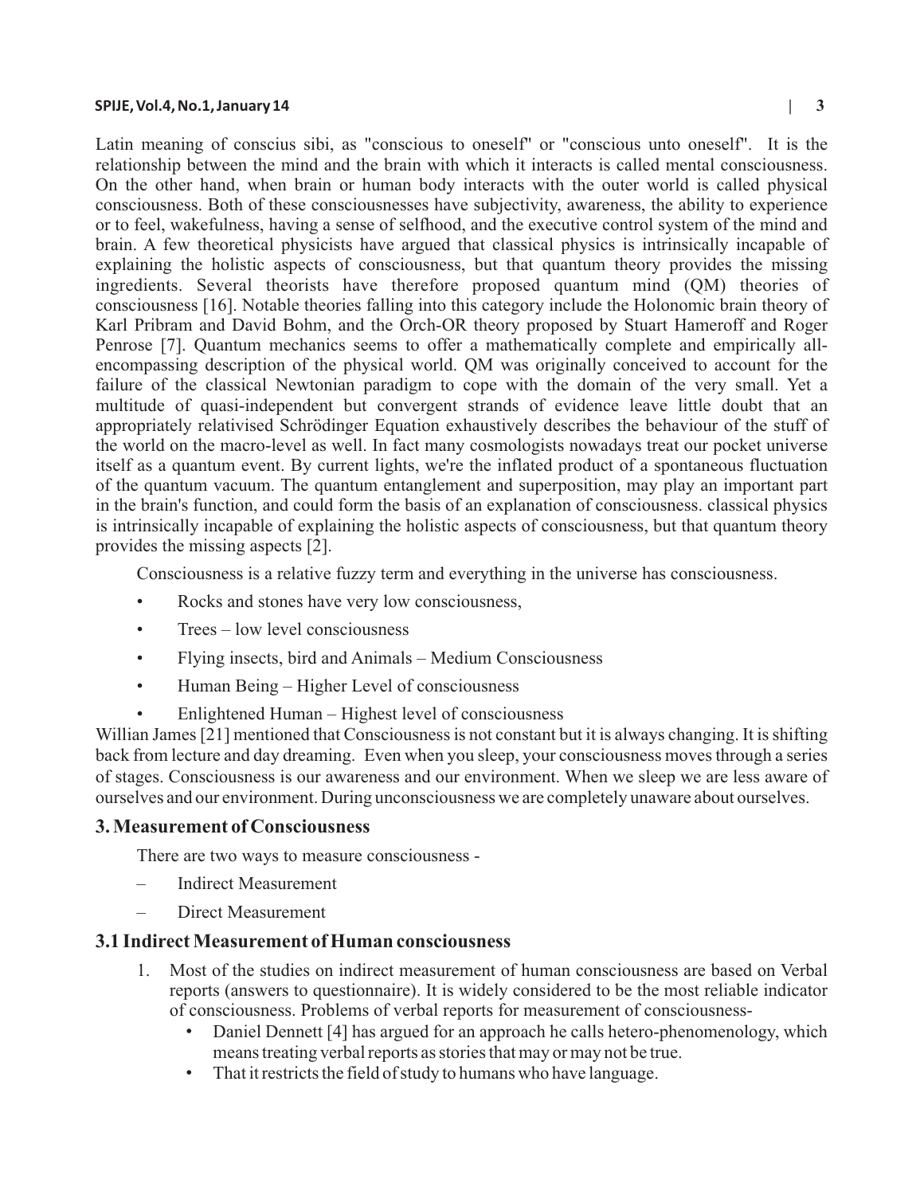Latin meaning of conscius sibi, as "conscious to oneself" or "conscious unto oneself". It is the relationship between the mind and the brain with which it interacts is called mental consciousness. On the other hand, when brain or human body interacts with the outer world is called physical consciousness. Both of these consciousnesses have subjectivity, awareness, the ability to experience or to feel, wakefulness, having a sense of selfhood, and the executive control system of the mind and brain. A few theoretical physicists have argued that classical physics is intrinsically incapable of explaining the holistic aspects of consciousness, but that quantum theory provides the missing ingredients. Several theorists have therefore proposed quantum mind (QM) theories of consciousness [16]. Notable theories falling into this category include the Holonomic brain theory of Karl Pribram and David Bohm, and the Orch-OR theory proposed by Stuart Hameroff and Roger Penrose [7]. Quantum mechanics seems to offer a mathematically complete and empirically all-encompassing description of the physical world. QM was originally conceived to account for the failure of the classical Newtonian paradigm to cope with the domain of the very small. Yet a multitude of quasi-independent but convergent strands of evidence leave little doubt that an appropriately relativised Schrödinger Equation exhaustively describes the behaviour of the stuff of the world on the macro-level as well. In fact many cosmologists nowadays treat our pocket universe itself as a quantum event. By current lights, we're the inflated product of a spontaneous fluctuation of the quantum vacuum. The quantum entanglement and superposition, may play an important part in the brain's function, and could form the basis of an explanation of consciousness. classical physics is intrinsically incapable of explaining the holistic aspects of consciousness, but that quantum theory provides the missing aspects [2].

Consciousness is a relative fuzzy term and everything in the universe has consciousness.

- Rocks and stones have very low consciousness,
- Trees – low level consciousness
- Flying insects, bird and Animals – Medium Consciousness
- Human Being – Higher Level of consciousness
- Enlightened Human – Highest level of consciousness

Willian James [21] mentioned that Consciousness is not constant but it is always changing. It is shifting back from lecture and day dreaming. Even when you sleep, your consciousness moves through a series of stages. Consciousness is our awareness and our environment. When we sleep we are less aware of ourselves and our environment. During unconsciousness we are completely unaware about ourselves.

## 3. Measurement of Consciousness

There are two ways to measure consciousness -

- Indirect Measurement
- Direct Measurement

### 3.1 Indirect Measurement of Human consciousness

1. Most of the studies on indirect measurement of human consciousness are based on Verbal reports (answers to questionnaire). It is widely considered to be the most reliable indicator of consciousness. Problems of verbal reports for measurement of consciousness-
   - Daniel Dennett [4] has argued for an approach he calls hetero-phenomenology, which means treating verbal reports as stories that may or may not be true.
   - That it restricts the field of study to humans who have language.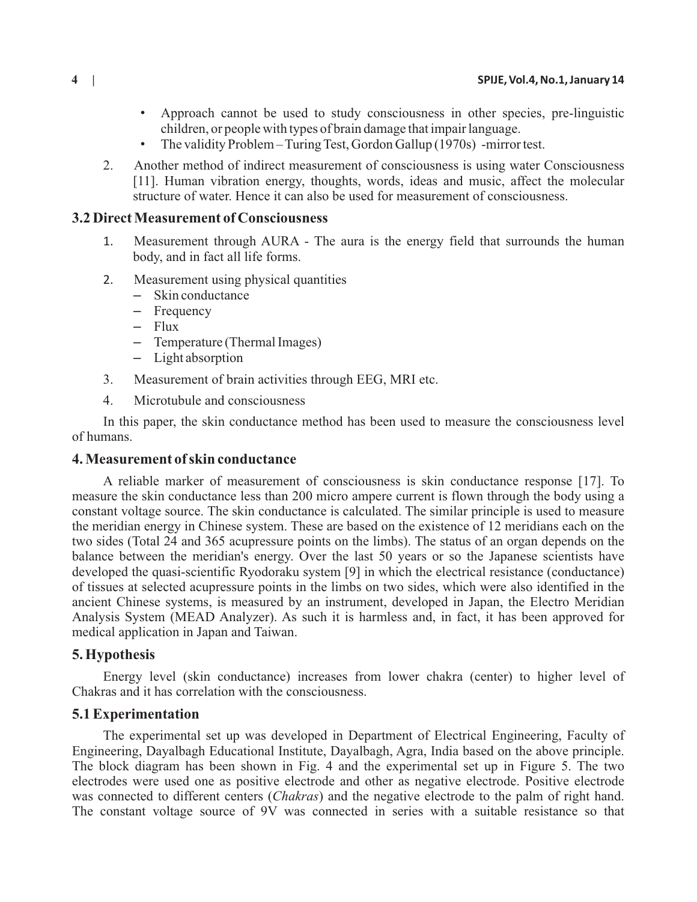- Approach cannot be used to study consciousness in other species, pre-linguistic children, or people with types of brain damage that impair language.
- The validity Problem – Turing Test, Gordon Gallup (1970s) -mirror test.

2. Another method of indirect measurement of consciousness is using water Consciousness [11]. Human vibration energy, thoughts, words, ideas and music, affect the molecular structure of water. Hence it can also be used for measurement of consciousness.

### 3.2 Direct Measurement of Consciousness

1. Measurement through AURA - The aura is the energy field that surrounds the human body, and in fact all life forms.
2. Measurement using physical quantities
   - Skin conductance
   - Frequency
   - Flux
   - Temperature (Thermal Images)
   - Light absorption
3. Measurement of brain activities through EEG, MRI etc.
4. Microtubule and consciousness

In this paper, the skin conductance method has been used to measure the consciousness level of humans.

## 4. Measurement of skin conductance

A reliable marker of measurement of consciousness is skin conductance response [17]. To measure the skin conductance less than 200 micro ampere current is flown through the body using a constant voltage source. The skin conductance is calculated. The similar principle is used to measure the meridian energy in Chinese system. These are based on the existence of 12 meridians each on the two sides (Total 24 and 365 acupressure points on the limbs). The status of an organ depends on the balance between the meridian's energy. Over the last 50 years or so the Japanese scientists have developed the quasi-scientific Ryodoraku system [9] in which the electrical resistance (conductance) of tissues at selected acupressure points in the limbs on two sides, which were also identified in the ancient Chinese systems, is measured by an instrument, developed in Japan, the Electro Meridian Analysis System (MEAD Analyzer). As such it is harmless and, in fact, it has been approved for medical application in Japan and Taiwan.

## 5. Hypothesis

Energy level (skin conductance) increases from lower chakra (center) to higher level of Chakras and it has correlation with the consciousness.

### 5.1 Experimentation

The experimental set up was developed in Department of Electrical Engineering, Faculty of Engineering, Dayalbagh Educational Institute, Dayalbagh, Agra, India based on the above principle. The block diagram has been shown in Fig. 4 and the experimental set up in Figure 5. The two electrodes were used one as positive electrode and other as negative electrode. Positive electrode was connected to different centers (*Chakras*) and the negative electrode to the palm of right hand. The constant voltage source of 9V was connected in series with a suitable resistance so that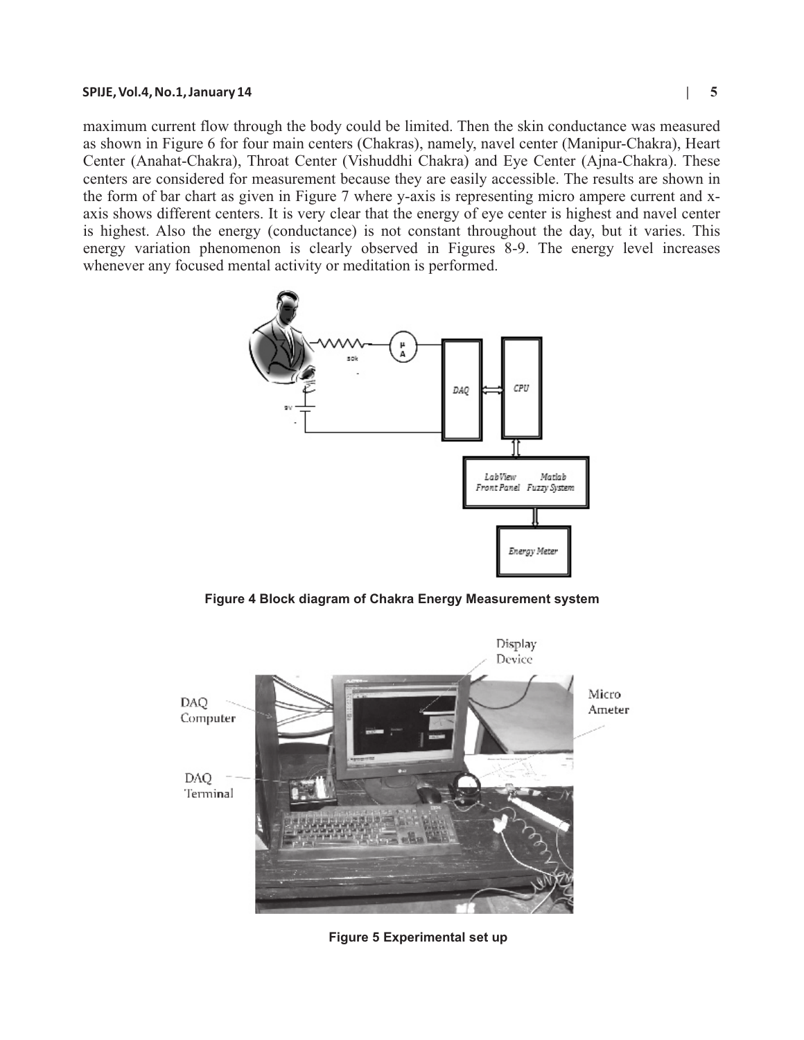maximum current flow through the body could be limited. Then the skin conductance was measured as shown in Figure 6 for four main centers (Chakras), namely, navel center (Manipur-Chakra), Heart Center (Anahat-Chakra), Throat Center (Vishuddhi Chakra) and Eye Center (Ajna-Chakra). These centers are considered for measurement because they are easily accessible. The results are shown in the form of bar chart as given in Figure 7 where y-axis is representing micro ampere current and x-axis shows different centers. It is very clear that the energy of eye center is highest and navel center is highest. Also the energy (conductance) is not constant throughout the day, but it varies. This energy variation phenomenon is clearly observed in Figures 8-9. The energy level increases whenever any focused mental activity or meditation is performed.

**Figure 4 Block diagram of Chakra Energy Measurement system**

**Figure 5 Experimental set up**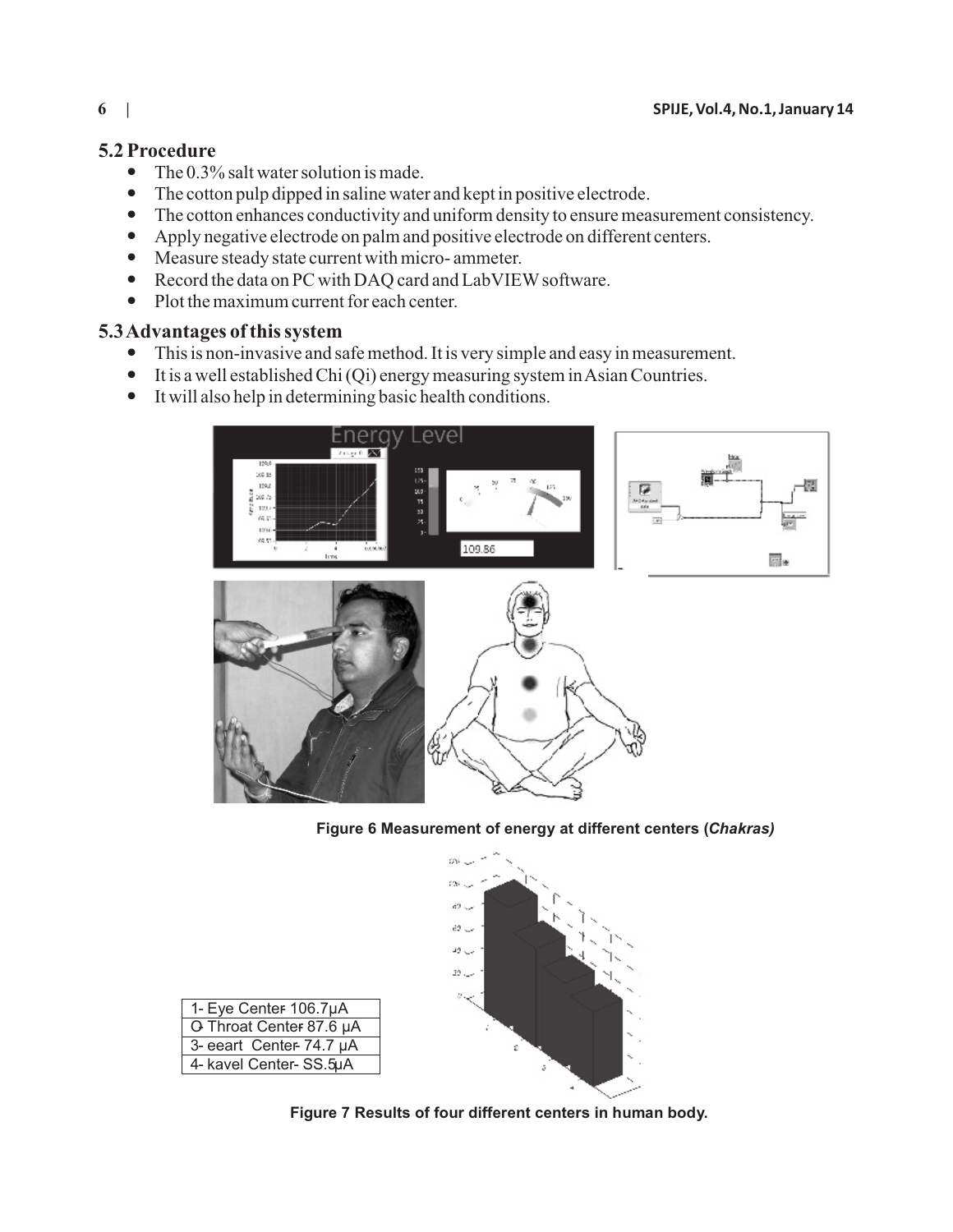## 5.2 Procedure

- The 0.3% salt water solution is made.
- The cotton pulp dipped in saline water and kept in positive electrode.
- The cotton enhances conductivity and uniform density to ensure measurement consistency.
- Apply negative electrode on palm and positive electrode on different centers.
- Measure steady state current with micro- ammeter.
- Record the data on PC with DAQ card and LabVIEW software.
- Plot the maximum current for each center.

## 5.3 Advantages of this system

- This is non-invasive and safe method. It is very simple and easy in measurement.
- It is a well established Chi (Qi) energy measuring system in Asian Countries.
- It will also help in determining basic health conditions.

**Figure 6 Measurement of energy at different centers (*Chakras)***

| 1- Eye Center- 106.7μA |
|---|
| O- Throat Center- 87.6 μA |
| 3- eeart Center- 74.7 μA |
| 4- kavel Center- SS.5μA |

**Figure 7 Results of four different centers in human body.**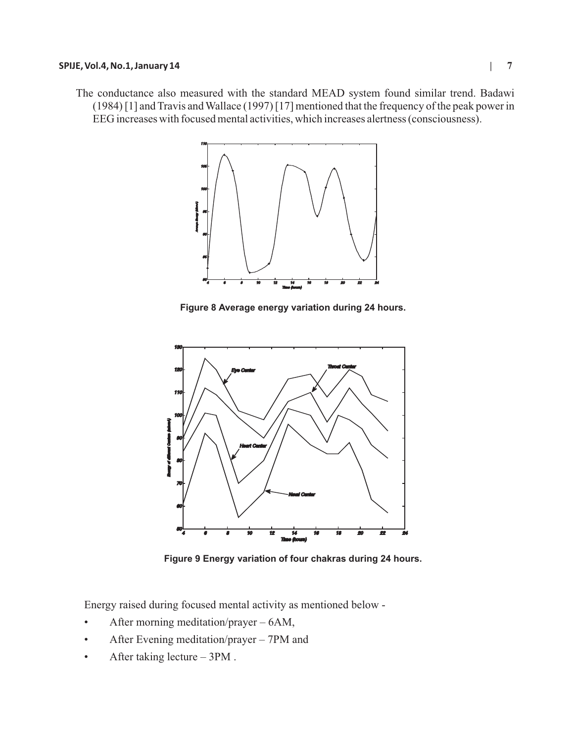The conductance also measured with the standard MEAD system found similar trend. Badawi (1984) [1] and Travis and Wallace (1997) [17] mentioned that the frequency of the peak power in EEG increases with focused mental activities, which increases alertness (consciousness).

**Figure 8 Average energy variation during 24 hours.**

**Figure 9 Energy variation of four chakras during 24 hours.**

Energy raised during focused mental activity as mentioned below -

- After morning meditation/prayer – 6AM,
- After Evening meditation/prayer – 7PM and
- After taking lecture – 3PM .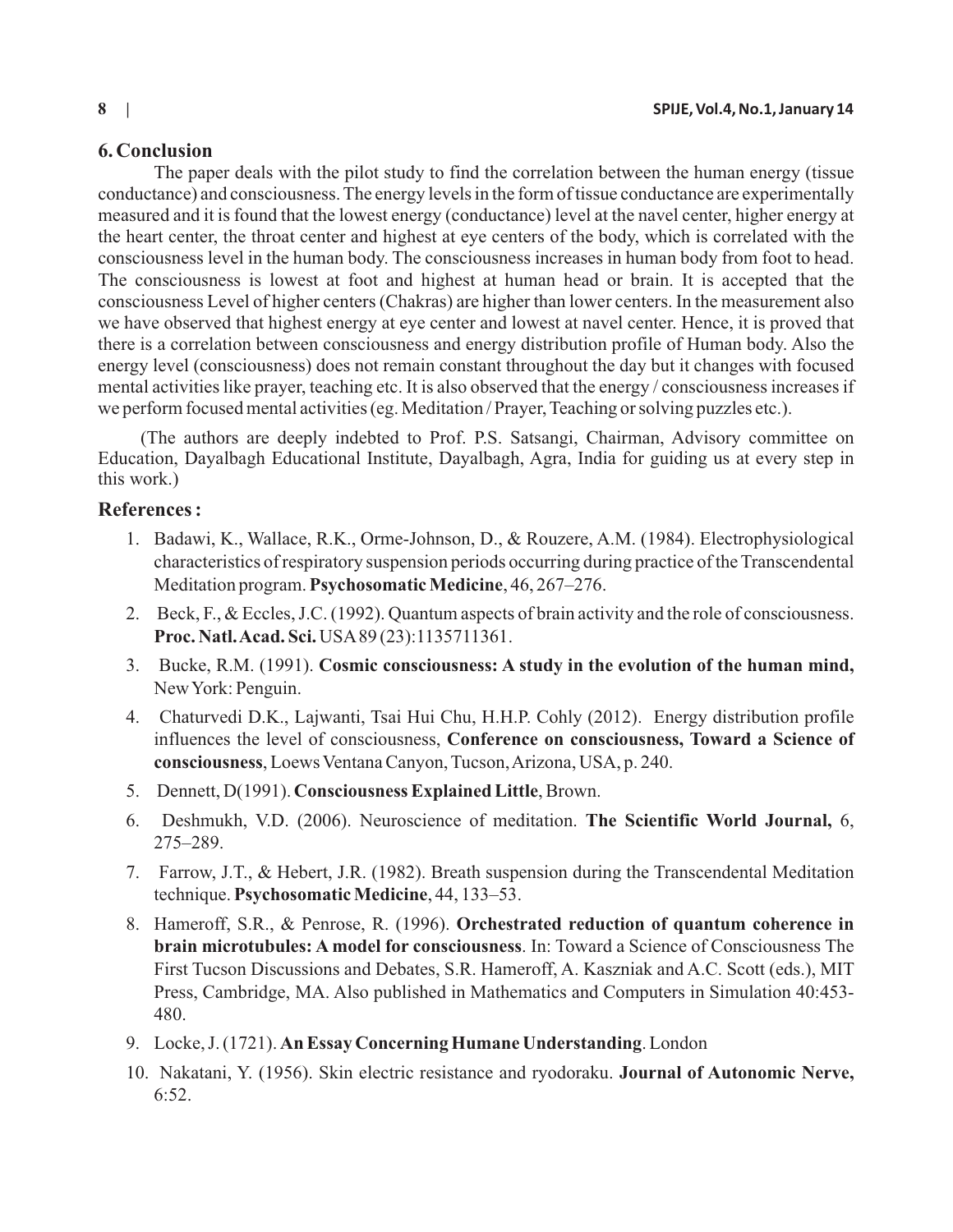## 6. Conclusion

The paper deals with the pilot study to find the correlation between the human energy (tissue conductance) and consciousness. The energy levels in the form of tissue conductance are experimentally measured and it is found that the lowest energy (conductance) level at the navel center, higher energy at the heart center, the throat center and highest at eye centers of the body, which is correlated with the consciousness level in the human body. The consciousness increases in human body from foot to head. The consciousness is lowest at foot and highest at human head or brain. It is accepted that the consciousness Level of higher centers (Chakras) are higher than lower centers. In the measurement also we have observed that highest energy at eye center and lowest at navel center. Hence, it is proved that there is a correlation between consciousness and energy distribution profile of Human body. Also the energy level (consciousness) does not remain constant throughout the day but it changes with focused mental activities like prayer, teaching etc. It is also observed that the energy / consciousness increases if we perform focused mental activities (eg. Meditation / Prayer, Teaching or solving puzzles etc.).

(The authors are deeply indebted to Prof. P.S. Satsangi, Chairman, Advisory committee on Education, Dayalbagh Educational Institute, Dayalbagh, Agra, India for guiding us at every step in this work.)

## References :

1. Badawi, K., Wallace, R.K., Orme-Johnson, D., & Rouzere, A.M. (1984). Electrophysiological characteristics of respiratory suspension periods occurring during practice of the Transcendental Meditation program. **Psychosomatic Medicine**, 46, 267–276.
2. Beck, F., & Eccles, J.C. (1992). Quantum aspects of brain activity and the role of consciousness. **Proc. Natl. Acad. Sci.** USA 89 (23):1135711361.
3. Bucke, R.M. (1991). **Cosmic consciousness: A study in the evolution of the human mind,** New York: Penguin.
4. Chaturvedi D.K., Lajwanti, Tsai Hui Chu, H.H.P. Cohly (2012). Energy distribution profile influences the level of consciousness, **Conference on consciousness, Toward a Science of consciousness**, Loews Ventana Canyon, Tucson, Arizona, USA, p. 240.
5. Dennett, D(1991). **Consciousness Explained Little**, Brown.
6. Deshmukh, V.D. (2006). Neuroscience of meditation. **The Scientific World Journal,** 6, 275–289.
7. Farrow, J.T., & Hebert, J.R. (1982). Breath suspension during the Transcendental Meditation technique. **Psychosomatic Medicine**, 44, 133–53.
8. Hameroff, S.R., & Penrose, R. (1996). **Orchestrated reduction of quantum coherence in brain microtubules: A model for consciousness**. In: Toward a Science of Consciousness The First Tucson Discussions and Debates, S.R. Hameroff, A. Kaszniak and A.C. Scott (eds.), MIT Press, Cambridge, MA. Also published in Mathematics and Computers in Simulation 40:453-480.
9. Locke, J. (1721). **An Essay Concerning Humane Understanding**. London
10. Nakatani, Y. (1956). Skin electric resistance and ryodoraku. **Journal of Autonomic Nerve,** 6:52.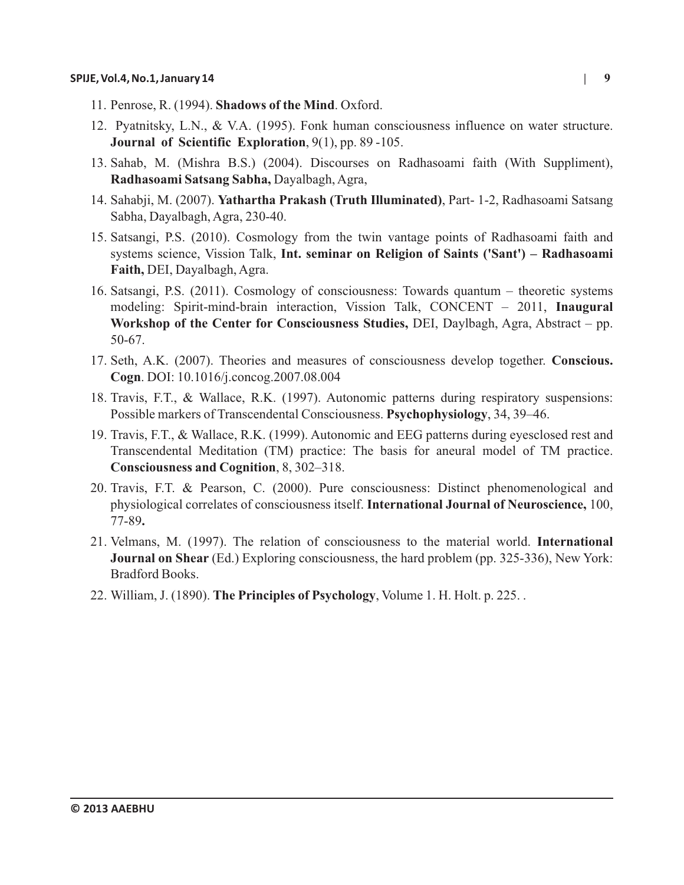11. Penrose, R. (1994). **Shadows of the Mind**. Oxford.
12. Pyatnitsky, L.N., & V.A. (1995). Fonk human consciousness influence on water structure. **Journal of Scientific Exploration**, 9(1), pp. 89 -105.
13. Sahab, M. (Mishra B.S.) (2004). Discourses on Radhasoami faith (With Suppliment), **Radhasoami Satsang Sabha,** Dayalbagh, Agra,
14. Sahabji, M. (2007). **Yathartha Prakash (Truth Illuminated)**, Part- 1-2, Radhasoami Satsang Sabha, Dayalbagh, Agra, 230-40.
15. Satsangi, P.S. (2010). Cosmology from the twin vantage points of Radhasoami faith and systems science, Vission Talk, **Int. seminar on Religion of Saints ('Sant') – Radhasoami Faith,** DEI, Dayalbagh, Agra.
16. Satsangi, P.S. (2011). Cosmology of consciousness: Towards quantum – theoretic systems modeling: Spirit-mind-brain interaction, Vission Talk, CONCENT – 2011, **Inaugural Workshop of the Center for Consciousness Studies,** DEI, Daylbagh, Agra, Abstract – pp. 50-67.
17. Seth, A.K. (2007). Theories and measures of consciousness develop together. **Conscious. Cogn**. DOI: 10.1016/j.concog.2007.08.004
18. Travis, F.T., & Wallace, R.K. (1997). Autonomic patterns during respiratory suspensions: Possible markers of Transcendental Consciousness. **Psychophysiology**, 34, 39–46.
19. Travis, F.T., & Wallace, R.K. (1999). Autonomic and EEG patterns during eyesclosed rest and Transcendental Meditation (TM) practice: The basis for aneural model of TM practice. **Consciousness and Cognition**, 8, 302–318.
20. Travis, F.T. & Pearson, C. (2000). Pure consciousness: Distinct phenomenological and physiological correlates of consciousness itself. **International Journal of Neuroscience,** 100, 77-89**.**
21. Velmans, M. (1997). The relation of consciousness to the material world. **International Journal on Shear** (Ed.) Exploring consciousness, the hard problem (pp. 325-336), New York: Bradford Books.
22. William, J. (1890). **The Principles of Psychology**, Volume 1. H. Holt. p. 225. .